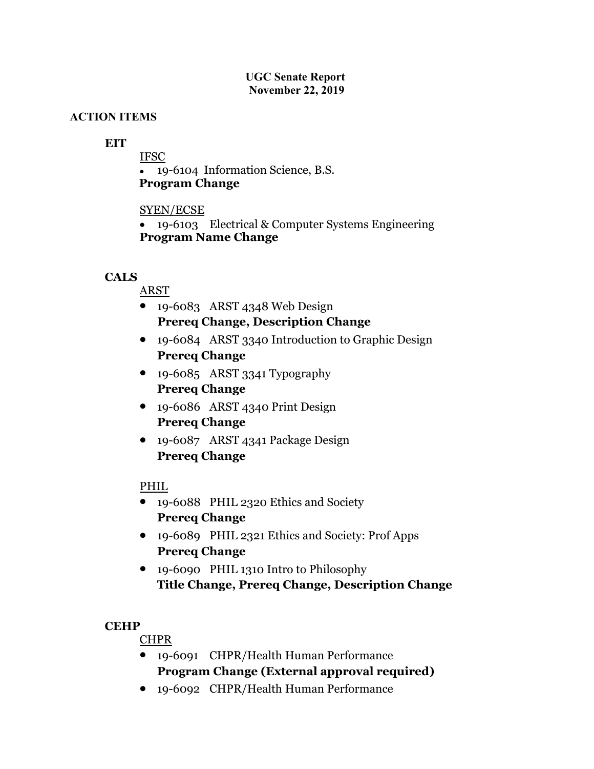**UGC Senate Report**
**November 22, 2019**

**ACTION ITEMS**

**EIT**

IFSC

- 19-6104 Information Science, B.S.

**Program Change**

SYEN/ECSE

- 19-6103 Electrical & Computer Systems Engineering

**Program Name Change**

**CALS**

ARST

- 19-6083 ARST 4348 Web Design
  **Prereq Change, Description Change**
- 19-6084 ARST 3340 Introduction to Graphic Design
  **Prereq Change**
- 19-6085 ARST 3341 Typography
  **Prereq Change**
- 19-6086 ARST 4340 Print Design
  **Prereq Change**
- 19-6087 ARST 4341 Package Design
  **Prereq Change**

PHIL

- 19-6088 PHIL 2320 Ethics and Society
  **Prereq Change**
- 19-6089 PHIL 2321 Ethics and Society: Prof Apps
  **Prereq Change**
- 19-6090 PHIL 1310 Intro to Philosophy
  **Title Change, Prereq Change, Description Change**

**CEHP**

CHPR

- 19-6091 CHPR/Health Human Performance
  **Program Change (External approval required)**
- 19-6092 CHPR/Health Human Performance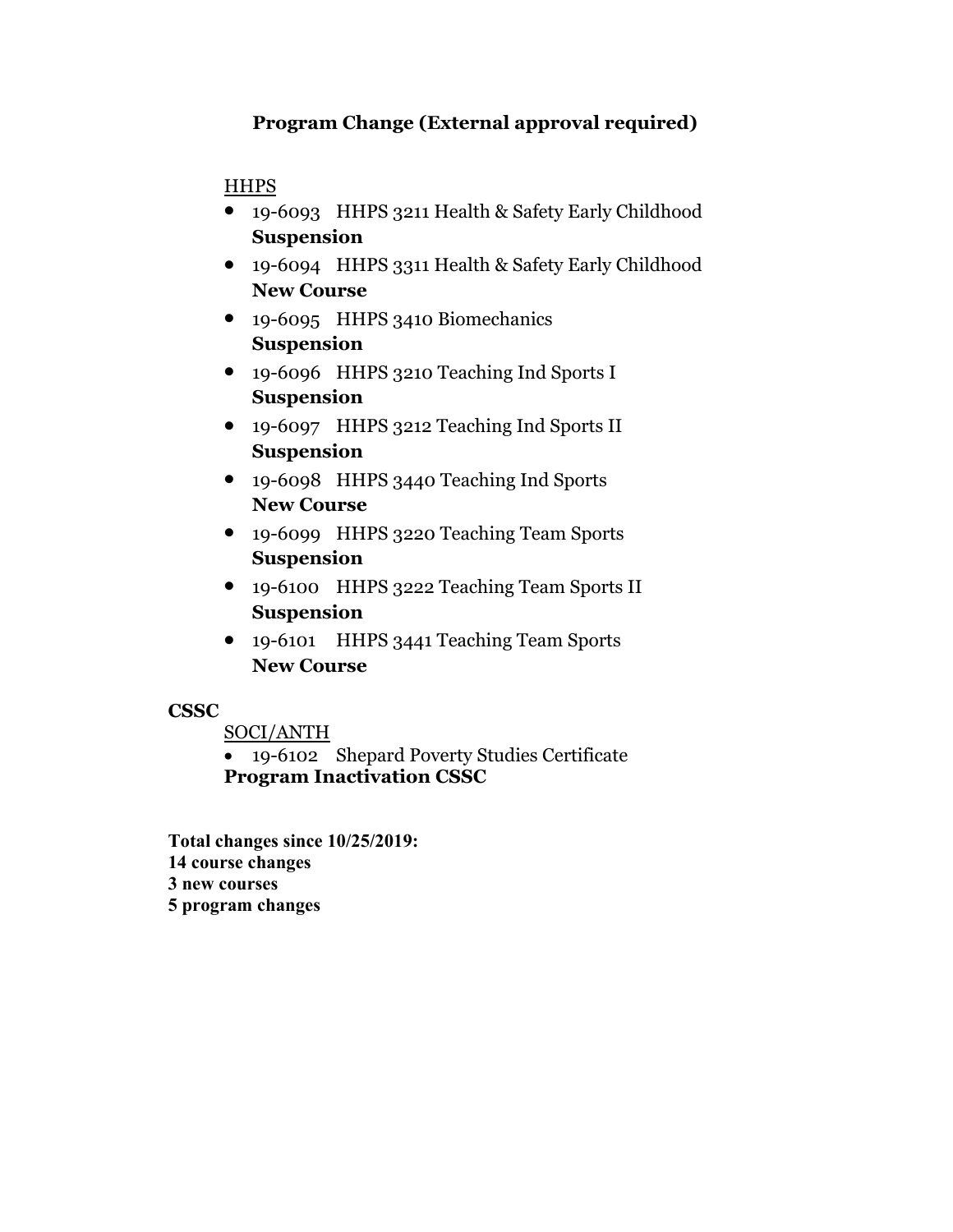## Program Change (External approval required)

HHPS

- 19-6093 HHPS 3211 Health & Safety Early Childhood
  **Suspension**
- 19-6094 HHPS 3311 Health & Safety Early Childhood
  **New Course**
- 19-6095 HHPS 3410 Biomechanics
  **Suspension**
- 19-6096 HHPS 3210 Teaching Ind Sports I
  **Suspension**
- 19-6097 HHPS 3212 Teaching Ind Sports II
  **Suspension**
- 19-6098 HHPS 3440 Teaching Ind Sports
  **New Course**
- 19-6099 HHPS 3220 Teaching Team Sports
  **Suspension**
- 19-6100 HHPS 3222 Teaching Team Sports II
  **Suspension**
- 19-6101 HHPS 3441 Teaching Team Sports
  **New Course**

**CSSC**

SOCI/ANTH

- 19-6102 Shepard Poverty Studies Certificate

**Program Inactivation CSSC**

**Total changes since 10/25/2019:**
**14 course changes**
**3 new courses**
**5 program changes**